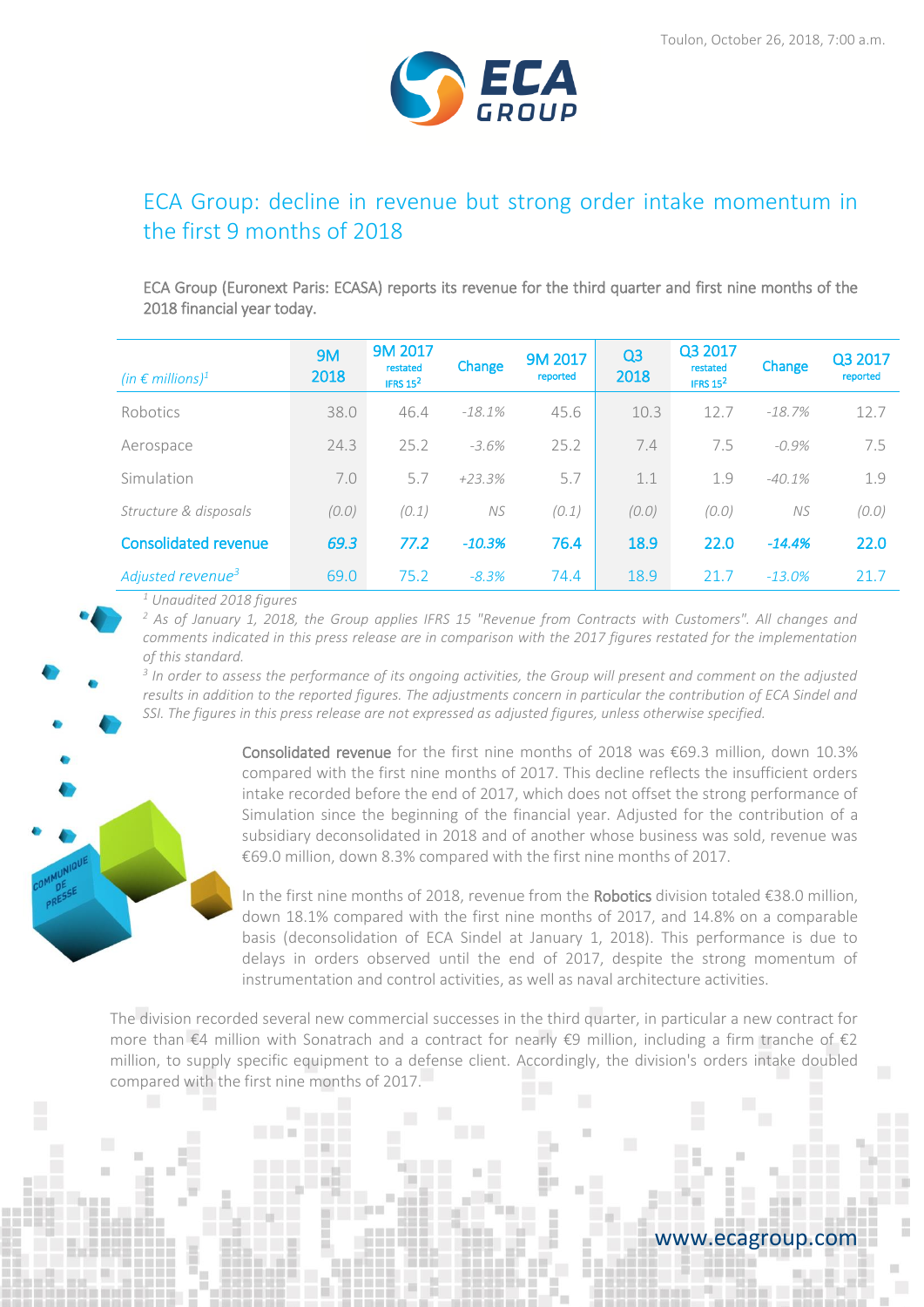Toulon, October 26, 2018, 7:00 a.m.

# ECA Group: decline in revenue but strong order intake momentum in the first 9 months of 2018

ECA Group (Euronext Paris: ECASA) reports its revenue for the third quarter and first nine months of the 2018 financial year today.

| *(in € millions)*[1] | 9M 2018 | 9M 2017 restated IFRS 15[2] | Change | 9M 2017 reported | Q3 2018 | Q3 2017 restated IFRS 15[2] | Change | Q3 2017 reported |
|---|---|---|---|---|---|---|---|---|
| Robotics | 38.0 | 46.4 | *-18.1%* | 45.6 | 10.3 | 12.7 | *-18.7%* | 12.7 |
| Aerospace | 24.3 | 25.2 | *-3.6%* | 25.2 | 7.4 | 7.5 | *-0.9%* | 7.5 |
| Simulation | 7.0 | 5.7 | *+23.3%* | 5.7 | 1.1 | 1.9 | *-40.1%* | 1.9 |
| *Structure & disposals* | *(0.0)* | *(0.1)* | *NS* | *(0.1)* | *(0.0)* | *(0.0)* | *NS* | *(0.0)* |
| **Consolidated revenue** | ***69.3*** | ***77.2*** | ***-10.3%*** | **76.4** | **18.9** | **22.0** | ***-14.4%*** | **22.0** |
| *Adjusted revenue*[3] | 69.0 | 75.2 | *-8.3%* | 74.4 | 18.9 | 21.7 | *-13.0%* | 21.7 |

*[1] Unaudited 2018 figures*

*[2] As of January 1, 2018, the Group applies IFRS 15 "Revenue from Contracts with Customers". All changes and comments indicated in this press release are in comparison with the 2017 figures restated for the implementation of this standard.*

*[3] In order to assess the performance of its ongoing activities, the Group will present and comment on the adjusted results in addition to the reported figures. The adjustments concern in particular the contribution of ECA Sindel and SSI. The figures in this press release are not expressed as adjusted figures, unless otherwise specified.*

**Consolidated revenue** for the first nine months of 2018 was €69.3 million, down 10.3% compared with the first nine months of 2017. This decline reflects the insufficient orders intake recorded before the end of 2017, which does not offset the strong performance of Simulation since the beginning of the financial year. Adjusted for the contribution of a subsidiary deconsolidated in 2018 and of another whose business was sold, revenue was €69.0 million, down 8.3% compared with the first nine months of 2017.

In the first nine months of 2018, revenue from the **Robotics** division totaled €38.0 million, down 18.1% compared with the first nine months of 2017, and 14.8% on a comparable basis (deconsolidation of ECA Sindel at January 1, 2018). This performance is due to delays in orders observed until the end of 2017, despite the strong momentum of instrumentation and control activities, as well as naval architecture activities.

The division recorded several new commercial successes in the third quarter, in particular a new contract for more than €4 million with Sonatrach and a contract for nearly €9 million, including a firm tranche of €2 million, to supply specific equipment to a defense client. Accordingly, the division's orders intake doubled compared with the first nine months of 2017.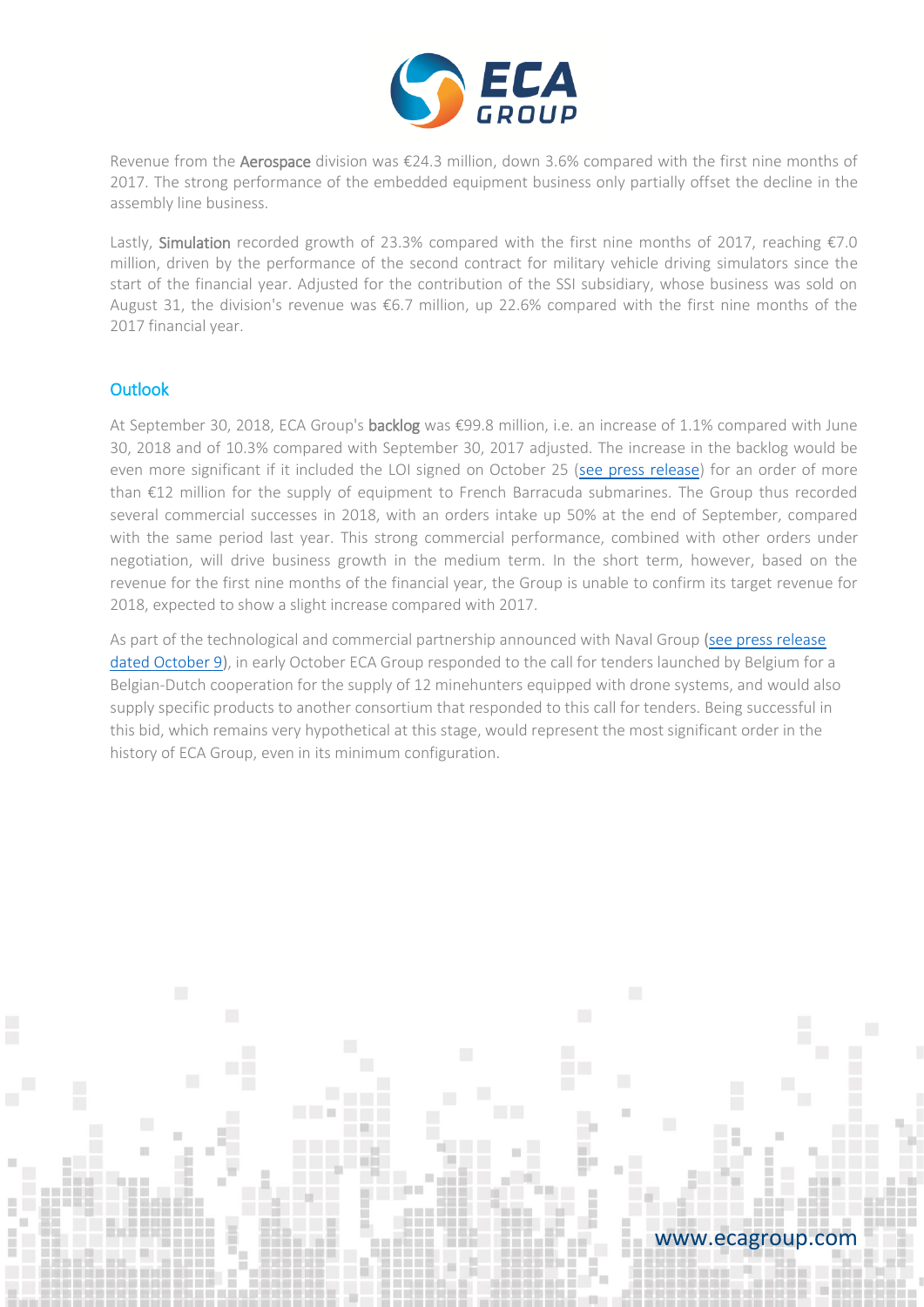Revenue from the **Aerospace** division was €24.3 million, down 3.6% compared with the first nine months of 2017. The strong performance of the embedded equipment business only partially offset the decline in the assembly line business.

Lastly, **Simulation** recorded growth of 23.3% compared with the first nine months of 2017, reaching €7.0 million, driven by the performance of the second contract for military vehicle driving simulators since the start of the financial year. Adjusted for the contribution of the SSI subsidiary, whose business was sold on August 31, the division's revenue was €6.7 million, up 22.6% compared with the first nine months of the 2017 financial year.

## Outlook

At September 30, 2018, ECA Group's **backlog** was €99.8 million, i.e. an increase of 1.1% compared with June 30, 2018 and of 10.3% compared with September 30, 2017 adjusted. The increase in the backlog would be even more significant if it included the LOI signed on October 25 (see press release) for an order of more than €12 million for the supply of equipment to French Barracuda submarines. The Group thus recorded several commercial successes in 2018, with an orders intake up 50% at the end of September, compared with the same period last year. This strong commercial performance, combined with other orders under negotiation, will drive business growth in the medium term. In the short term, however, based on the revenue for the first nine months of the financial year, the Group is unable to confirm its target revenue for 2018, expected to show a slight increase compared with 2017.

As part of the technological and commercial partnership announced with Naval Group (see press release dated October 9), in early October ECA Group responded to the call for tenders launched by Belgium for a Belgian-Dutch cooperation for the supply of 12 minehunters equipped with drone systems, and would also supply specific products to another consortium that responded to this call for tenders. Being successful in this bid, which remains very hypothetical at this stage, would represent the most significant order in the history of ECA Group, even in its minimum configuration.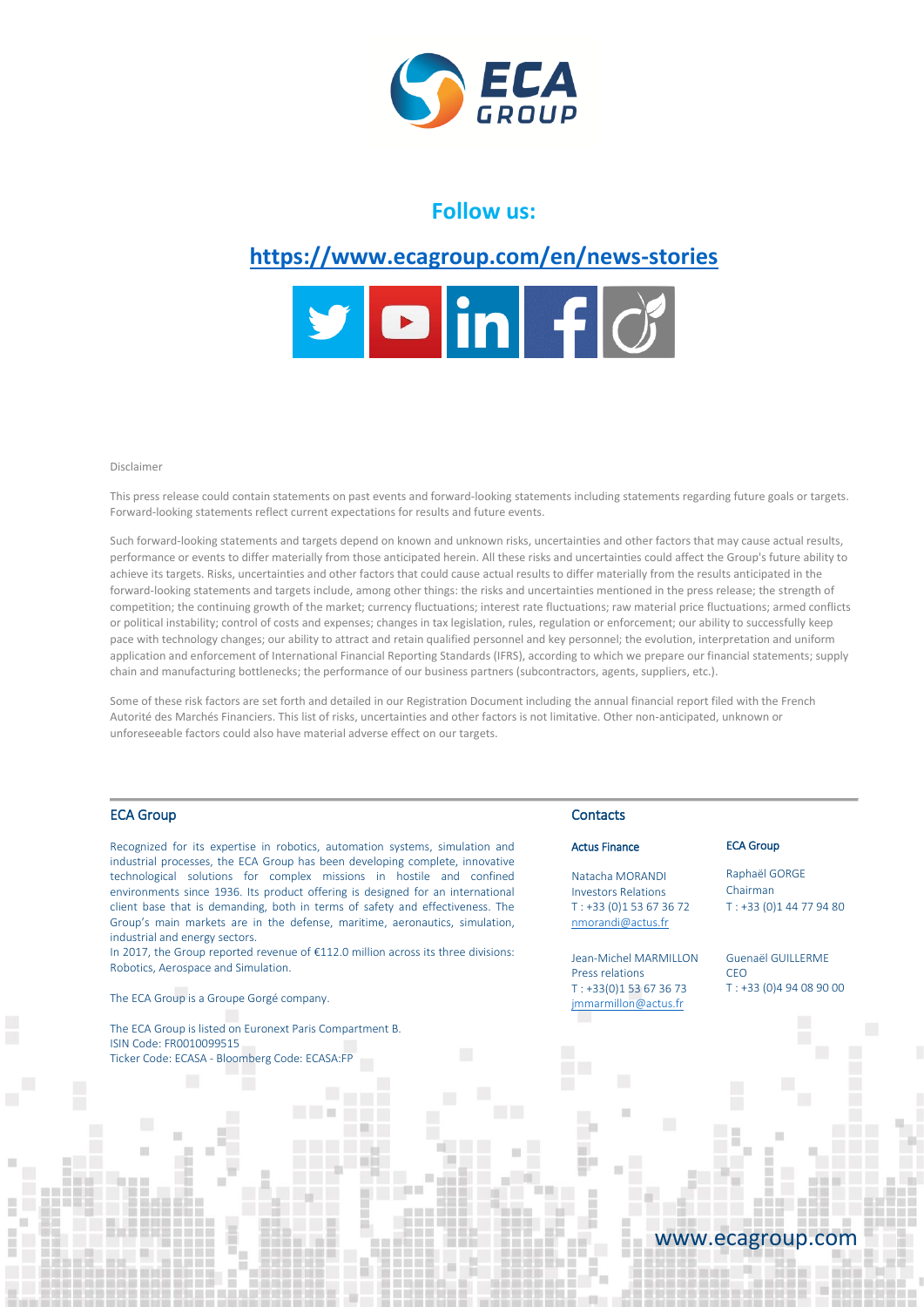## Follow us:

**https://www.ecagroup.com/en/news-stories**

Disclaimer

This press release could contain statements on past events and forward-looking statements including statements regarding future goals or targets. Forward-looking statements reflect current expectations for results and future events.

Such forward-looking statements and targets depend on known and unknown risks, uncertainties and other factors that may cause actual results, performance or events to differ materially from those anticipated herein. All these risks and uncertainties could affect the Group's future ability to achieve its targets. Risks, uncertainties and other factors that could cause actual results to differ materially from the results anticipated in the forward-looking statements and targets include, among other things: the risks and uncertainties mentioned in the press release; the strength of competition; the continuing growth of the market; currency fluctuations; interest rate fluctuations; raw material price fluctuations; armed conflicts or political instability; control of costs and expenses; changes in tax legislation, rules, regulation or enforcement; our ability to successfully keep pace with technology changes; our ability to attract and retain qualified personnel and key personnel; the evolution, interpretation and uniform application and enforcement of International Financial Reporting Standards (IFRS), according to which we prepare our financial statements; supply chain and manufacturing bottlenecks; the performance of our business partners (subcontractors, agents, suppliers, etc.).

Some of these risk factors are set forth and detailed in our Registration Document including the annual financial report filed with the French Autorité des Marchés Financiers. This list of risks, uncertainties and other factors is not limitative. Other non-anticipated, unknown or unforeseeable factors could also have material adverse effect on our targets.

### ECA Group

Recognized for its expertise in robotics, automation systems, simulation and industrial processes, the ECA Group has been developing complete, innovative technological solutions for complex missions in hostile and confined environments since 1936. Its product offering is designed for an international client base that is demanding, both in terms of safety and effectiveness. The Group's main markets are in the defense, maritime, aeronautics, simulation, industrial and energy sectors.
In 2017, the Group reported revenue of €112.0 million across its three divisions: Robotics, Aerospace and Simulation.

The ECA Group is a Groupe Gorgé company.

The ECA Group is listed on Euronext Paris Compartment B.
ISIN Code: FR0010099515
Ticker Code: ECASA - Bloomberg Code: ECASA:FP

### Contacts

**Actus Finance**

Natacha MORANDI
Investors Relations
T : +33 (0)1 53 67 36 72
nmorandi@actus.fr

Jean-Michel MARMILLON
Press relations
T : +33(0)1 53 67 36 73
jmmarmillon@actus.fr

**ECA Group**

Raphaël GORGE
Chairman
T : +33 (0)1 44 77 94 80

Guenaël GUILLERME
CEO
T : +33 (0)4 94 08 90 00

www.ecagroup.com